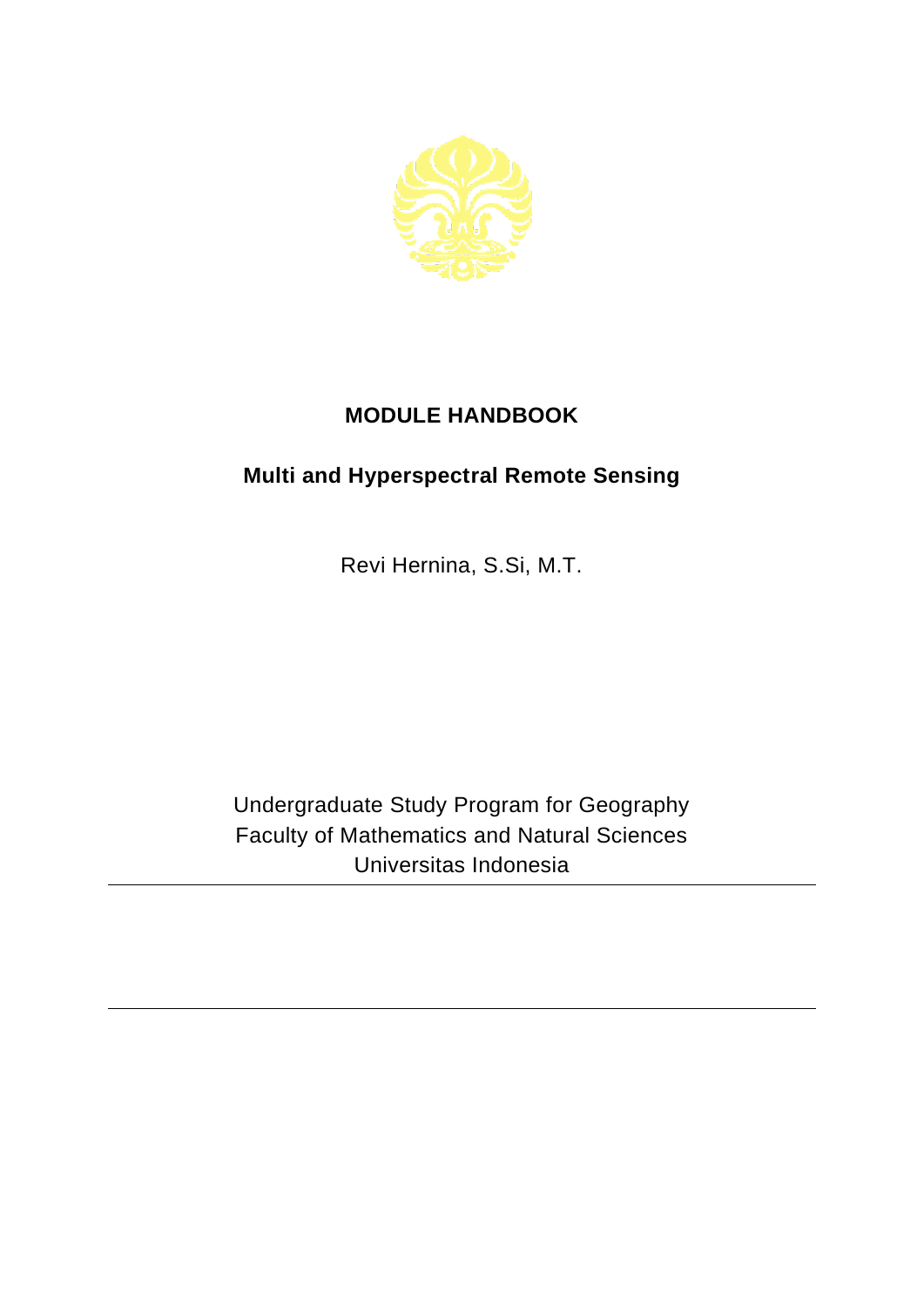# MODULE HANDBOOK

## Multi and Hyperspectral Remote Sensing

Revi Hernina, S.Si, M.T.

Undergraduate Study Program for Geography
Faculty of Mathematics and Natural Sciences
Universitas Indonesia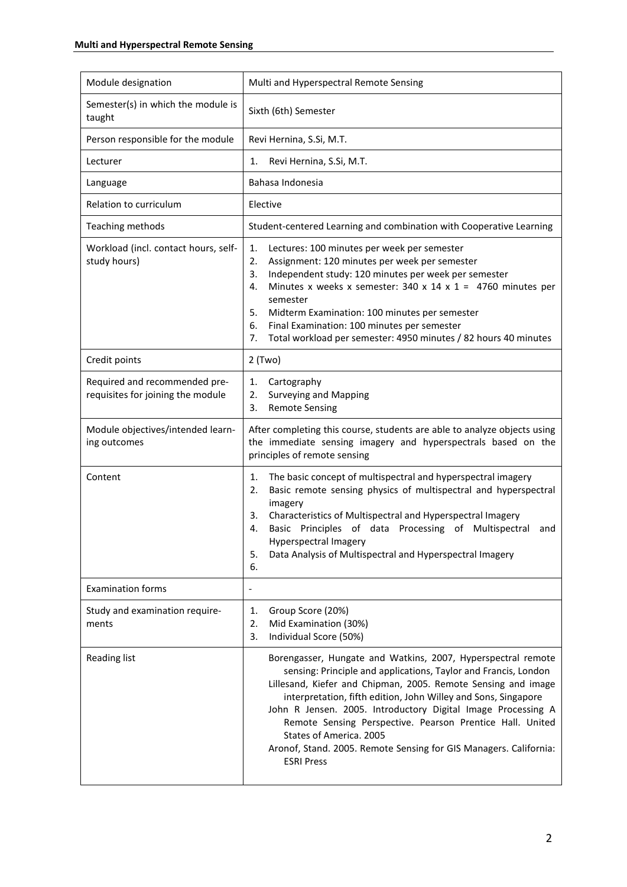| | |
|---|---|
| Module designation | Multi and Hyperspectral Remote Sensing |
| Semester(s) in which the module is taught | Sixth (6th) Semester |
| Person responsible for the module | Revi Hernina, S.Si, M.T. |
| Lecturer | 1. Revi Hernina, S.Si, M.T. |
| Language | Bahasa Indonesia |
| Relation to curriculum | Elective |
| Teaching methods | Student-centered Learning and combination with Cooperative Learning |
| Workload (incl. contact hours, self-study hours) | 1. Lectures: 100 minutes per week per semester<br>2. Assignment: 120 minutes per week per semester<br>3. Independent study: 120 minutes per week per semester<br>4. Minutes x weeks x semester: 340 x 14 x 1 = 4760 minutes per semester<br>5. Midterm Examination: 100 minutes per semester<br>6. Final Examination: 100 minutes per semester<br>7. Total workload per semester: 4950 minutes / 82 hours 40 minutes |
| Credit points | 2 (Two) |
| Required and recommended pre-requisites for joining the module | 1. Cartography<br>2. Surveying and Mapping<br>3. Remote Sensing |
| Module objectives/intended learning outcomes | After completing this course, students are able to analyze objects using the immediate sensing imagery and hyperspectrals based on the principles of remote sensing |
| Content | 1. The basic concept of multispectral and hyperspectral imagery<br>2. Basic remote sensing physics of multispectral and hyperspectral imagery<br>3. Characteristics of Multispectral and Hyperspectral Imagery<br>4. Basic Principles of data Processing of Multispectral and Hyperspectral Imagery<br>5. Data Analysis of Multispectral and Hyperspectral Imagery<br>6. |
| Examination forms | - |
| Study and examination requirements | 1. Group Score (20%)<br>2. Mid Examination (30%)<br>3. Individual Score (50%) |
| Reading list | Borengasser, Hungate and Watkins, 2007, Hyperspectral remote sensing: Principle and applications, Taylor and Francis, London<br>Lillesand, Kiefer and Chipman, 2005. Remote Sensing and image interpretation, fifth edition, John Willey and Sons, Singapore<br>John R Jensen. 2005. Introductory Digital Image Processing A Remote Sensing Perspective. Pearson Prentice Hall. United States of America. 2005<br>Aronof, Stand. 2005. Remote Sensing for GIS Managers. California: ESRI Press |